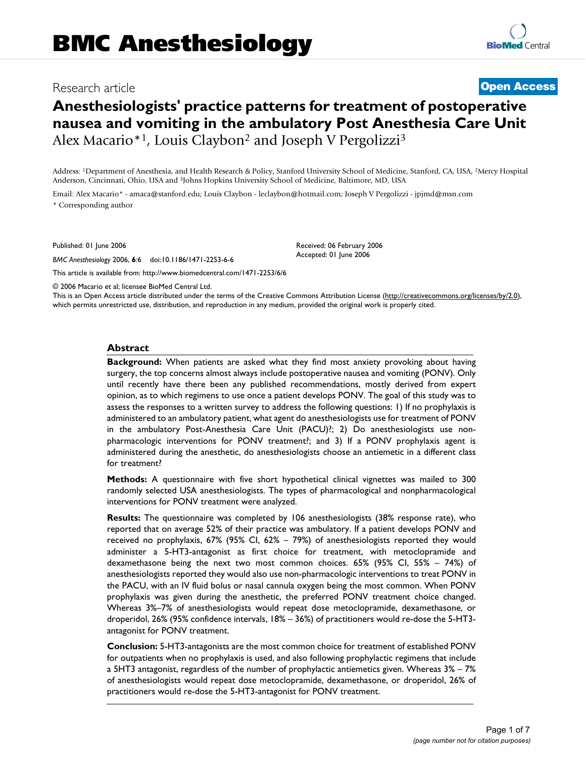# BMC Anesthesiology

Research article **Open Access**

# Anesthesiologists' practice patterns for treatment of postoperative nausea and vomiting in the ambulatory Post Anesthesia Care Unit

Alex Macario*[1], Louis Claybon[2] and Joseph V Pergolizzi[3]

Address: [1]Department of Anesthesia, and Health Research & Policy, Stanford University School of Medicine, Stanford, CA, USA, [2]Mercy Hospital Anderson, Cincinnati, Ohio, USA and [3]Johns Hopkins University School of Medicine, Baltimore, MD, USA

Email: Alex Macario* - amaca@stanford.edu; Louis Claybon - leclaybon@hotmail.com; Joseph V Pergolizzi - jpjmd@msn.com

* Corresponding author

Published: 01 June 2006

*BMC Anesthesiology* 2006, **6**:6 doi:10.1186/1471-2253-6-6

Received: 06 February 2006
Accepted: 01 June 2006

This article is available from: http://www.biomedcentral.com/1471-2253/6/6

© 2006 Macario et al; licensee BioMed Central Ltd.

This is an Open Access article distributed under the terms of the Creative Commons Attribution License (http://creativecommons.org/licenses/by/2.0), which permits unrestricted use, distribution, and reproduction in any medium, provided the original work is properly cited.

## Abstract

**Background:** When patients are asked what they find most anxiety provoking about having surgery, the top concerns almost always include postoperative nausea and vomiting (PONV). Only until recently have there been any published recommendations, mostly derived from expert opinion, as to which regimens to use once a patient develops PONV. The goal of this study was to assess the responses to a written survey to address the following questions: 1) If no prophylaxis is administered to an ambulatory patient, what agent do anesthesiologists use for treatment of PONV in the ambulatory Post-Anesthesia Care Unit (PACU)?; 2) Do anesthesiologists use non-pharmacologic interventions for PONV treatment?; and 3) If a PONV prophylaxis agent is administered during the anesthetic, do anesthesiologists choose an antiemetic in a different class for treatment?

**Methods:** A questionnaire with five short hypothetical clinical vignettes was mailed to 300 randomly selected USA anesthesiologists. The types of pharmacological and nonpharmacological interventions for PONV treatment were analyzed.

**Results:** The questionnaire was completed by 106 anesthesiologists (38% response rate), who reported that on average 52% of their practice was ambulatory. If a patient develops PONV and received no prophylaxis, 67% (95% CI, 62% – 79%) of anesthesiologists reported they would administer a 5-HT3-antagonist as first choice for treatment, with metoclopramide and dexamethasone being the next two most common choices. 65% (95% CI, 55% – 74%) of anesthesiologists reported they would also use non-pharmacologic interventions to treat PONV in the PACU, with an IV fluid bolus or nasal cannula oxygen being the most common. When PONV prophylaxis was given during the anesthetic, the preferred PONV treatment choice changed. Whereas 3%–7% of anesthesiologists would repeat dose metoclopramide, dexamethasone, or droperidol, 26% (95% confidence intervals, 18% – 36%) of practitioners would re-dose the 5-HT3-antagonist for PONV treatment.

**Conclusion:** 5-HT3-antagonists are the most common choice for treatment of established PONV for outpatients when no prophylaxis is used, and also following prophylactic regimens that include a 5HT3 antagonist, regardless of the number of prophylactic antiemetics given. Whereas 3% – 7% of anesthesiologists would repeat dose metoclopramide, dexamethasone, or droperidol, 26% of practitioners would re-dose the 5-HT3-antagonist for PONV treatment.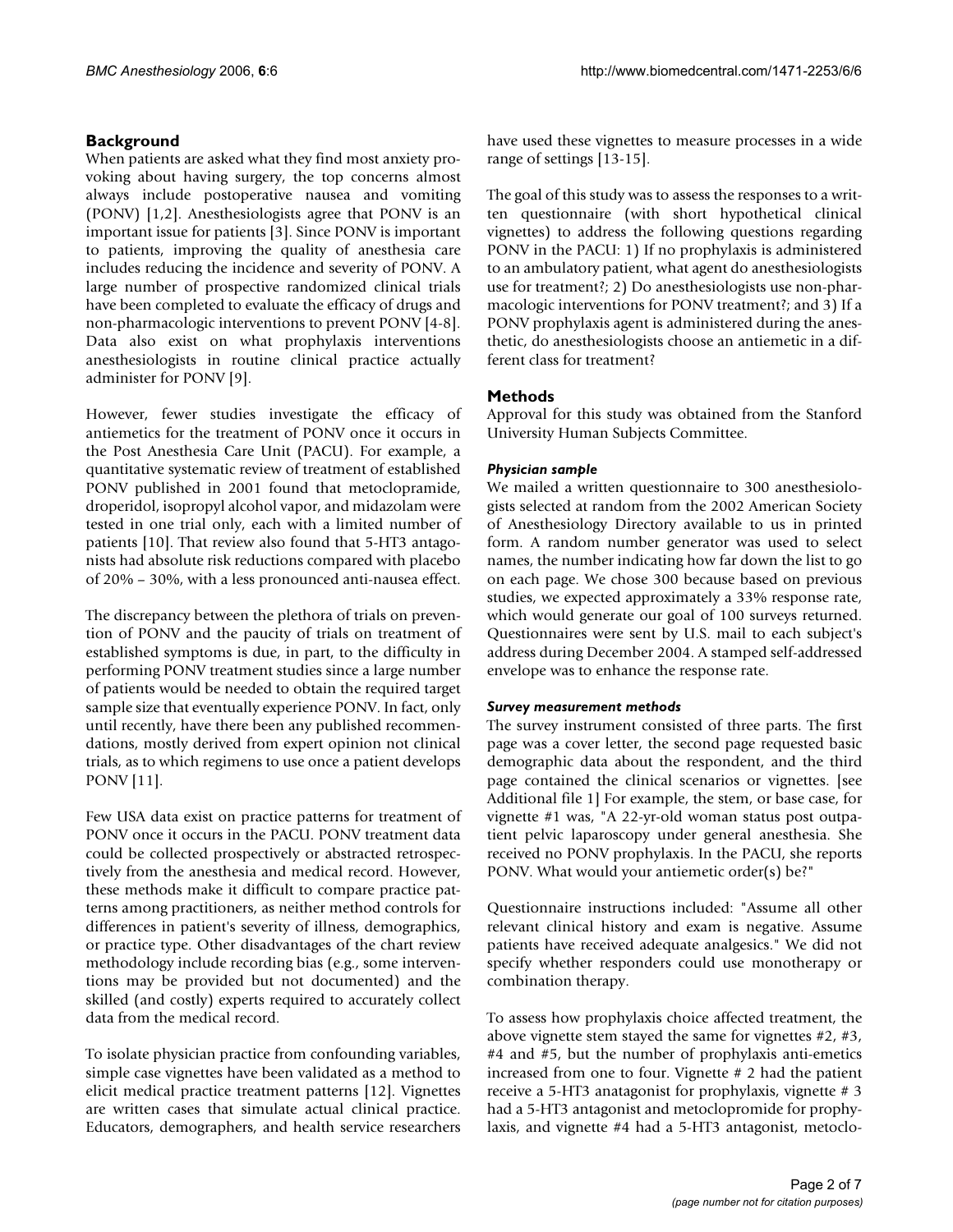## Background

When patients are asked what they find most anxiety provoking about having surgery, the top concerns almost always include postoperative nausea and vomiting (PONV) [1,2]. Anesthesiologists agree that PONV is an important issue for patients [3]. Since PONV is important to patients, improving the quality of anesthesia care includes reducing the incidence and severity of PONV. A large number of prospective randomized clinical trials have been completed to evaluate the efficacy of drugs and non-pharmacologic interventions to prevent PONV [4-8]. Data also exist on what prophylaxis interventions anesthesiologists in routine clinical practice actually administer for PONV [9].

However, fewer studies investigate the efficacy of antiemetics for the treatment of PONV once it occurs in the Post Anesthesia Care Unit (PACU). For example, a quantitative systematic review of treatment of established PONV published in 2001 found that metoclopramide, droperidol, isopropyl alcohol vapor, and midazolam were tested in one trial only, each with a limited number of patients [10]. That review also found that 5-HT3 antagonists had absolute risk reductions compared with placebo of 20% – 30%, with a less pronounced anti-nausea effect.

The discrepancy between the plethora of trials on prevention of PONV and the paucity of trials on treatment of established symptoms is due, in part, to the difficulty in performing PONV treatment studies since a large number of patients would be needed to obtain the required target sample size that eventually experience PONV. In fact, only until recently, have there been any published recommendations, mostly derived from expert opinion not clinical trials, as to which regimens to use once a patient develops PONV [11].

Few USA data exist on practice patterns for treatment of PONV once it occurs in the PACU. PONV treatment data could be collected prospectively or abstracted retrospectively from the anesthesia and medical record. However, these methods make it difficult to compare practice patterns among practitioners, as neither method controls for differences in patient's severity of illness, demographics, or practice type. Other disadvantages of the chart review methodology include recording bias (e.g., some interventions may be provided but not documented) and the skilled (and costly) experts required to accurately collect data from the medical record.

To isolate physician practice from confounding variables, simple case vignettes have been validated as a method to elicit medical practice treatment patterns [12]. Vignettes are written cases that simulate actual clinical practice. Educators, demographers, and health service researchers have used these vignettes to measure processes in a wide range of settings [13-15].

The goal of this study was to assess the responses to a written questionnaire (with short hypothetical clinical vignettes) to address the following questions regarding PONV in the PACU: 1) If no prophylaxis is administered to an ambulatory patient, what agent do anesthesiologists use for treatment?; 2) Do anesthesiologists use non-pharmacologic interventions for PONV treatment?; and 3) If a PONV prophylaxis agent is administered during the anesthetic, do anesthesiologists choose an antiemetic in a different class for treatment?

## Methods

Approval for this study was obtained from the Stanford University Human Subjects Committee.

### *Physician sample*

We mailed a written questionnaire to 300 anesthesiologists selected at random from the 2002 American Society of Anesthesiology Directory available to us in printed form. A random number generator was used to select names, the number indicating how far down the list to go on each page. We chose 300 because based on previous studies, we expected approximately a 33% response rate, which would generate our goal of 100 surveys returned. Questionnaires were sent by U.S. mail to each subject's address during December 2004. A stamped self-addressed envelope was to enhance the response rate.

### *Survey measurement methods*

The survey instrument consisted of three parts. The first page was a cover letter, the second page requested basic demographic data about the respondent, and the third page contained the clinical scenarios or vignettes. [see Additional file 1] For example, the stem, or base case, for vignette #1 was, "A 22-yr-old woman status post outpatient pelvic laparoscopy under general anesthesia. She received no PONV prophylaxis. In the PACU, she reports PONV. What would your antiemetic order(s) be?"

Questionnaire instructions included: "Assume all other relevant clinical history and exam is negative. Assume patients have received adequate analgesics." We did not specify whether responders could use monotherapy or combination therapy.

To assess how prophylaxis choice affected treatment, the above vignette stem stayed the same for vignettes #2, #3, #4 and #5, but the number of prophylaxis anti-emetics increased from one to four. Vignette # 2 had the patient receive a 5-HT3 anatagonist for prophylaxis, vignette # 3 had a 5-HT3 antagonist and metoclopromide for prophylaxis, and vignette #4 had a 5-HT3 antagonist, metoclo-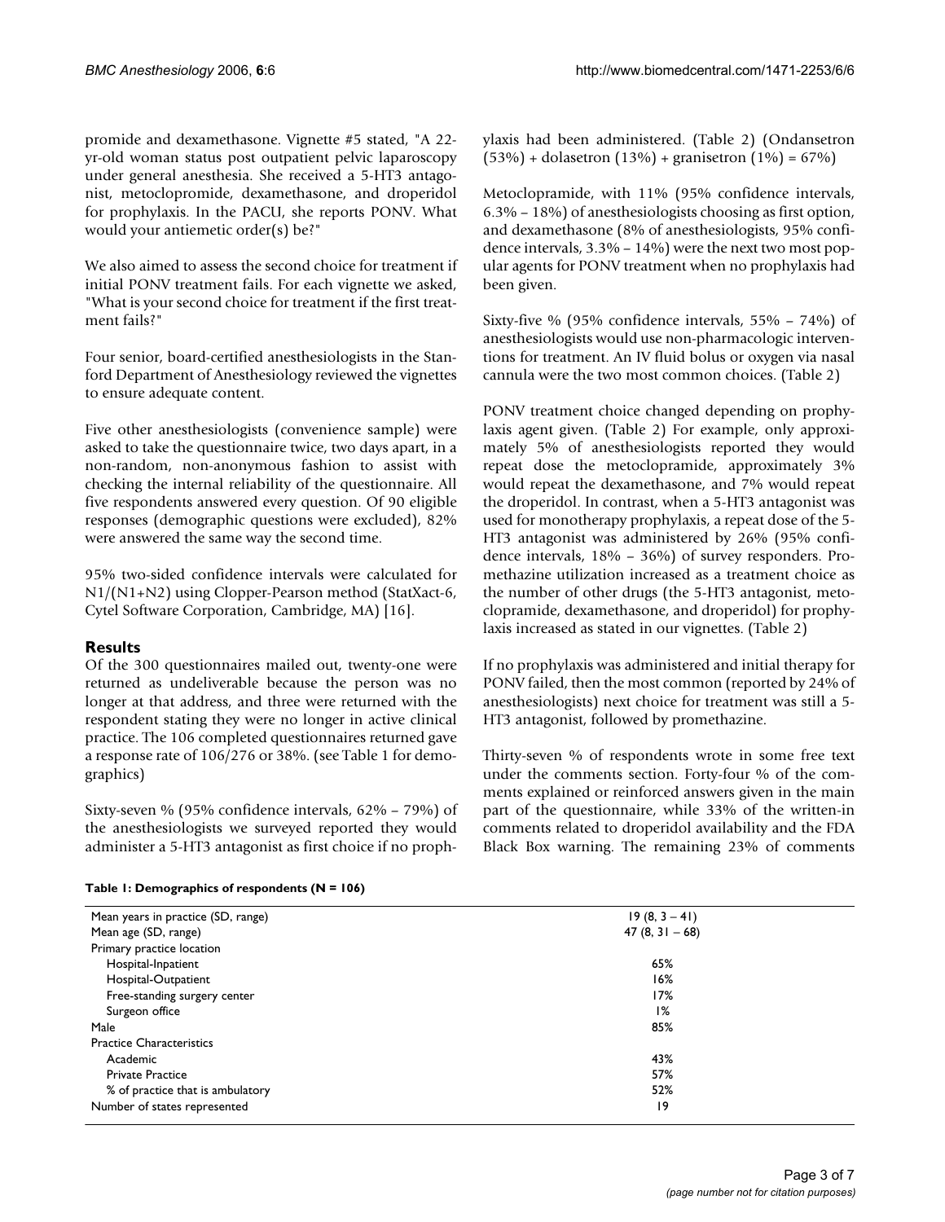promide and dexamethasone. Vignette #5 stated, "A 22-yr-old woman status post outpatient pelvic laparoscopy under general anesthesia. She received a 5-HT3 antagonist, metoclopramide, dexamethasone, and droperidol for prophylaxis. In the PACU, she reports PONV. What would your antiemetic order(s) be?"

We also aimed to assess the second choice for treatment if initial PONV treatment fails. For each vignette we asked, "What is your second choice for treatment if the first treatment fails?"

Four senior, board-certified anesthesiologists in the Stanford Department of Anesthesiology reviewed the vignettes to ensure adequate content.

Five other anesthesiologists (convenience sample) were asked to take the questionnaire twice, two days apart, in a non-random, non-anonymous fashion to assist with checking the internal reliability of the questionnaire. All five respondents answered every question. Of 90 eligible responses (demographic questions were excluded), 82% were answered the same way the second time.

95% two-sided confidence intervals were calculated for N1/(N1+N2) using Clopper-Pearson method (StatXact-6, Cytel Software Corporation, Cambridge, MA) [16].

## Results

Of the 300 questionnaires mailed out, twenty-one were returned as undeliverable because the person was no longer at that address, and three were returned with the respondent stating they were no longer in active clinical practice. The 106 completed questionnaires returned gave a response rate of 106/276 or 38%. (see Table 1 for demographics)

Sixty-seven % (95% confidence intervals, 62% – 79%) of the anesthesiologists we surveyed reported they would administer a 5-HT3 antagonist as first choice if no prophylaxis had been administered. (Table 2) (Ondansetron (53%) + dolasetron (13%) + granisetron (1%) = 67%)

Metoclopramide, with 11% (95% confidence intervals, 6.3% – 18%) of anesthesiologists choosing as first option, and dexamethasone (8% of anesthesiologists, 95% confidence intervals, 3.3% – 14%) were the next two most popular agents for PONV treatment when no prophylaxis had been given.

Sixty-five % (95% confidence intervals, 55% – 74%) of anesthesiologists would use non-pharmacologic interventions for treatment. An IV fluid bolus or oxygen via nasal cannula were the two most common choices. (Table 2)

PONV treatment choice changed depending on prophylaxis agent given. (Table 2) For example, only approximately 5% of anesthesiologists reported they would repeat dose the metoclopramide, approximately 3% would repeat the dexamethasone, and 7% would repeat the droperidol. In contrast, when a 5-HT3 antagonist was used for monotherapy prophylaxis, a repeat dose of the 5-HT3 antagonist was administered by 26% (95% confidence intervals, 18% – 36%) of survey responders. Promethazine utilization increased as a treatment choice as the number of other drugs (the 5-HT3 antagonist, metoclopramide, dexamethasone, and droperidol) for prophylaxis increased as stated in our vignettes. (Table 2)

If no prophylaxis was administered and initial therapy for PONV failed, then the most common (reported by 24% of anesthesiologists) next choice for treatment was still a 5-HT3 antagonist, followed by promethazine.

Thirty-seven % of respondents wrote in some free text under the comments section. Forty-four % of the comments explained or reinforced answers given in the main part of the questionnaire, while 33% of the written-in comments related to droperidol availability and the FDA Black Box warning. The remaining 23% of comments

**Table 1: Demographics of respondents (N = 106)**

| | |
|---|---|
| Mean years in practice (SD, range) | 19 (8, 3 – 41) |
| Mean age (SD, range) | 47 (8, 31 – 68) |
| Primary practice location | |
| Hospital-Inpatient | 65% |
| Hospital-Outpatient | 16% |
| Free-standing surgery center | 17% |
| Surgeon office | 1% |
| Male | 85% |
| Practice Characteristics | |
| Academic | 43% |
| Private Practice | 57% |
| % of practice that is ambulatory | 52% |
| Number of states represented | 19 |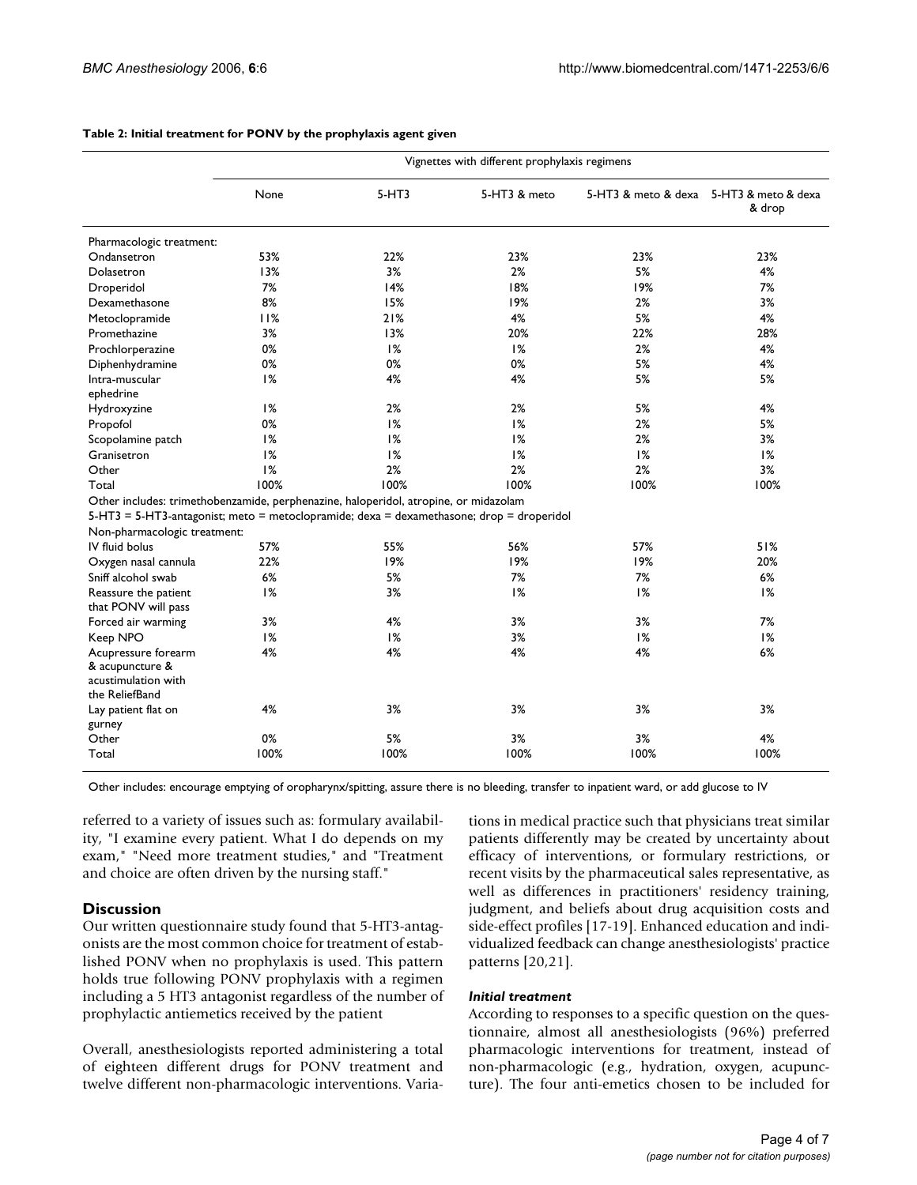**Table 2: Initial treatment for PONV by the prophylaxis agent given**

| | Vignettes with different prophylaxis regimens | | | | |
|---|---|---|---|---|---|
| | None | 5-HT3 | 5-HT3 & meto | 5-HT3 & meto & dexa | 5-HT3 & meto & dexa & drop |
| Pharmacologic treatment: | | | | | |
| Ondansetron | 53% | 22% | 23% | 23% | 23% |
| Dolasetron | 13% | 3% | 2% | 5% | 4% |
| Droperidol | 7% | 14% | 18% | 19% | 7% |
| Dexamethasone | 8% | 15% | 19% | 2% | 3% |
| Metoclopramide | 11% | 21% | 4% | 5% | 4% |
| Promethazine | 3% | 13% | 20% | 22% | 28% |
| Prochlorperazine | 0% | 1% | 1% | 2% | 4% |
| Diphenhydramine | 0% | 0% | 0% | 5% | 4% |
| Intra-muscular ephedrine | 1% | 4% | 4% | 5% | 5% |
| Hydroxyzine | 1% | 2% | 2% | 5% | 4% |
| Propofol | 0% | 1% | 1% | 2% | 5% |
| Scopolamine patch | 1% | 1% | 1% | 2% | 3% |
| Granisetron | 1% | 1% | 1% | 1% | 1% |
| Other | 1% | 2% | 2% | 2% | 3% |
| Total | 100% | 100% | 100% | 100% | 100% |
| Other includes: trimethobenzamide, perphenazine, haloperidol, atropine, or midazolam | | | | | |
| 5-HT3 = 5-HT3-antagonist; meto = metoclopramide; dexa = dexamethasone; drop = droperidol | | | | | |
| Non-pharmacologic treatment: | | | | | |
| IV fluid bolus | 57% | 55% | 56% | 57% | 51% |
| Oxygen nasal cannula | 22% | 19% | 19% | 19% | 20% |
| Sniff alcohol swab | 6% | 5% | 7% | 7% | 6% |
| Reassure the patient that PONV will pass | 1% | 3% | 1% | 1% | 1% |
| Forced air warming | 3% | 4% | 3% | 3% | 7% |
| Keep NPO | 1% | 1% | 3% | 1% | 1% |
| Acupressure forearm & acupuncture & acustimulation with the ReliefBand | 4% | 4% | 4% | 4% | 6% |
| Lay patient flat on gurney | 4% | 3% | 3% | 3% | 3% |
| Other | 0% | 5% | 3% | 3% | 4% |
| Total | 100% | 100% | 100% | 100% | 100% |

Other includes: encourage emptying of oropharynx/spitting, assure there is no bleeding, transfer to inpatient ward, or add glucose to IV

referred to a variety of issues such as: formulary availability, "I examine every patient. What I do depends on my exam," "Need more treatment studies," and "Treatment and choice are often driven by the nursing staff."

## Discussion

Our written questionnaire study found that 5-HT3-antagonists are the most common choice for treatment of established PONV when no prophylaxis is used. This pattern holds true following PONV prophylaxis with a regimen including a 5 HT3 antagonist regardless of the number of prophylactic antiemetics received by the patient

Overall, anesthesiologists reported administering a total of eighteen different drugs for PONV treatment and twelve different non-pharmacologic interventions. Variations in medical practice such that physicians treat similar patients differently may be created by uncertainty about efficacy of interventions, or formulary restrictions, or recent visits by the pharmaceutical sales representative, as well as differences in practitioners' residency training, judgment, and beliefs about drug acquisition costs and side-effect profiles [17-19]. Enhanced education and individualized feedback can change anesthesiologists' practice patterns [20,21].

### *Initial treatment*

According to responses to a specific question on the questionnaire, almost all anesthesiologists (96%) preferred pharmacologic interventions for treatment, instead of non-pharmacologic (e.g., hydration, oxygen, acupuncture). The four anti-emetics chosen to be included for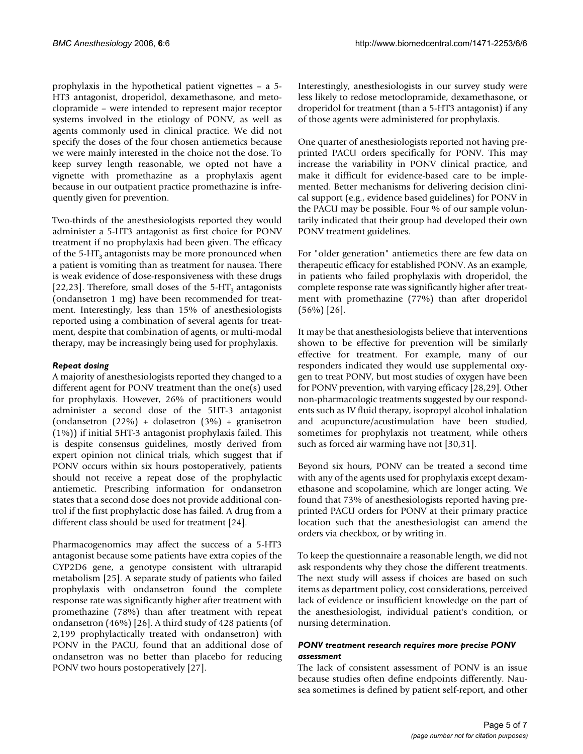prophylaxis in the hypothetical patient vignettes – a 5-HT3 antagonist, droperidol, dexamethasone, and metoclopramide – were intended to represent major receptor systems involved in the etiology of PONV, as well as agents commonly used in clinical practice. We did not specify the doses of the four chosen antiemetics because we were mainly interested in the choice not the dose. To keep survey length reasonable, we opted not have a vignette with promethazine as a prophylaxis agent because in our outpatient practice promethazine is infrequently given for prevention.

Two-thirds of the anesthesiologists reported they would administer a 5-HT3 antagonist as first choice for PONV treatment if no prophylaxis had been given. The efficacy of the 5-$HT_3$ antagonists may be more pronounced when a patient is vomiting than as treatment for nausea. There is weak evidence of dose-responsiveness with these drugs [22,23]. Therefore, small doses of the 5-$HT_3$ antagonists (ondansetron 1 mg) have been recommended for treatment. Interestingly, less than 15% of anesthesiologists reported using a combination of several agents for treatment, despite that combination of agents, or multi-modal therapy, may be increasingly being used for prophylaxis.

### *Repeat dosing*

A majority of anesthesiologists reported they changed to a different agent for PONV treatment than the one(s) used for prophylaxis. However, 26% of practitioners would administer a second dose of the 5HT-3 antagonist (ondansetron (22%) + dolasetron (3%) + granisetron (1%)) if initial 5HT-3 antagonist prophylaxis failed. This is despite consensus guidelines, mostly derived from expert opinion not clinical trials, which suggest that if PONV occurs within six hours postoperatively, patients should not receive a repeat dose of the prophylactic antiemetic. Prescribing information for ondansetron states that a second dose does not provide additional control if the first prophylactic dose has failed. A drug from a different class should be used for treatment [24].

Pharmacogenomics may affect the success of a 5-HT3 antagonist because some patients have extra copies of the CYP2D6 gene, a genotype consistent with ultrarapid metabolism [25]. A separate study of patients who failed prophylaxis with ondansetron found the complete response rate was significantly higher after treatment with promethazine (78%) than after treatment with repeat ondansetron (46%) [26]. A third study of 428 patients (of 2,199 prophylactically treated with ondansetron) with PONV in the PACU, found that an additional dose of ondansetron was no better than placebo for reducing PONV two hours postoperatively [27].

Interestingly, anesthesiologists in our survey study were less likely to redose metoclopramide, dexamethasone, or droperidol for treatment (than a 5-HT3 antagonist) if any of those agents were administered for prophylaxis.

One quarter of anesthesiologists reported not having preprinted PACU orders specifically for PONV. This may increase the variability in PONV clinical practice, and make it difficult for evidence-based care to be implemented. Better mechanisms for delivering decision clinical support (e.g., evidence based guidelines) for PONV in the PACU may be possible. Four % of our sample voluntarily indicated that their group had developed their own PONV treatment guidelines.

For "older generation" antiemetics there are few data on therapeutic efficacy for established PONV. As an example, in patients who failed prophylaxis with droperidol, the complete response rate was significantly higher after treatment with promethazine (77%) than after droperidol (56%) [26].

It may be that anesthesiologists believe that interventions shown to be effective for prevention will be similarly effective for treatment. For example, many of our responders indicated they would use supplemental oxygen to treat PONV, but most studies of oxygen have been for PONV prevention, with varying efficacy [28,29]. Other non-pharmacologic treatments suggested by our respondents such as IV fluid therapy, isopropyl alcohol inhalation and acupuncture/acustimulation have been studied, sometimes for prophylaxis not treatment, while others such as forced air warming have not [30,31].

Beyond six hours, PONV can be treated a second time with any of the agents used for prophylaxis except dexamethasone and scopolamine, which are longer acting. We found that 73% of anesthesiologists reported having preprinted PACU orders for PONV at their primary practice location such that the anesthesiologist can amend the orders via checkbox, or by writing in.

To keep the questionnaire a reasonable length, we did not ask respondents why they chose the different treatments. The next study will assess if choices are based on such items as department policy, cost considerations, perceived lack of evidence or insufficient knowledge on the part of the anesthesiologist, individual patient's condition, or nursing determination.

### *PONV treatment research requires more precise PONV assessment*

The lack of consistent assessment of PONV is an issue because studies often define endpoints differently. Nausea sometimes is defined by patient self-report, and other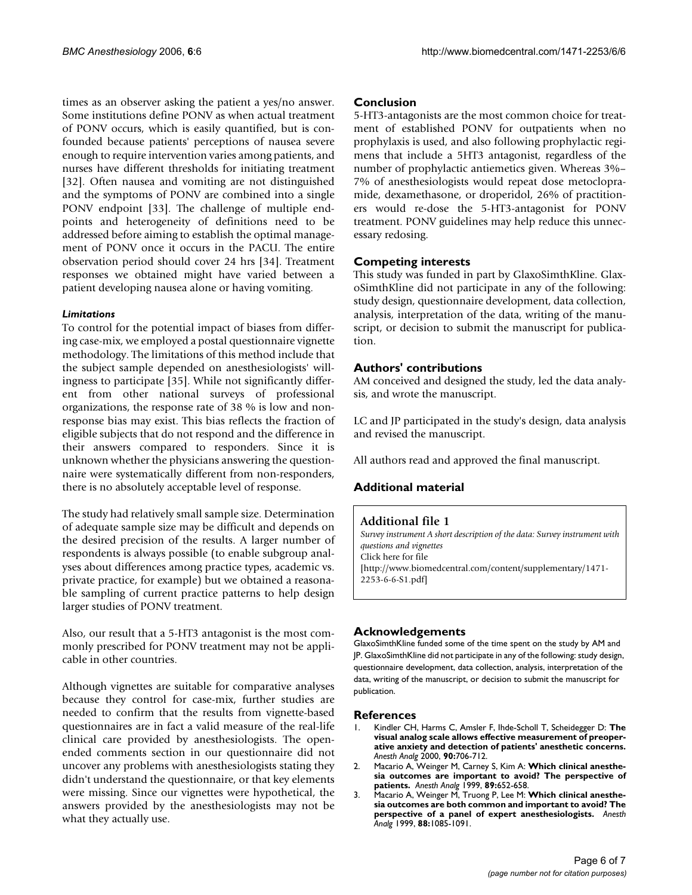times as an observer asking the patient a yes/no answer. Some institutions define PONV as when actual treatment of PONV occurs, which is easily quantified, but is confounded because patients' perceptions of nausea severe enough to require intervention varies among patients, and nurses have different thresholds for initiating treatment [32]. Often nausea and vomiting are not distinguished and the symptoms of PONV are combined into a single PONV endpoint [33]. The challenge of multiple endpoints and heterogeneity of definitions need to be addressed before aiming to establish the optimal management of PONV once it occurs in the PACU. The entire observation period should cover 24 hrs [34]. Treatment responses we obtained might have varied between a patient developing nausea alone or having vomiting.

#### *Limitations*

To control for the potential impact of biases from differing case-mix, we employed a postal questionnaire vignette methodology. The limitations of this method include that the subject sample depended on anesthesiologists' willingness to participate [35]. While not significantly different from other national surveys of professional organizations, the response rate of 38 % is low and non-response bias may exist. This bias reflects the fraction of eligible subjects that do not respond and the difference in their answers compared to responders. Since it is unknown whether the physicians answering the questionnaire were systematically different from non-responders, there is no absolutely acceptable level of response.

The study had relatively small sample size. Determination of adequate sample size may be difficult and depends on the desired precision of the results. A larger number of respondents is always possible (to enable subgroup analyses about differences among practice types, academic vs. private practice, for example) but we obtained a reasonable sampling of current practice patterns to help design larger studies of PONV treatment.

Also, our result that a 5-HT3 antagonist is the most commonly prescribed for PONV treatment may not be applicable in other countries.

Although vignettes are suitable for comparative analyses because they control for case-mix, further studies are needed to confirm that the results from vignette-based questionnaires are in fact a valid measure of the real-life clinical care provided by anesthesiologists. The open-ended comments section in our questionnaire did not uncover any problems with anesthesiologists stating they didn't understand the questionnaire, or that key elements were missing. Since our vignettes were hypothetical, the answers provided by the anesthesiologists may not be what they actually use.

### Conclusion

5-HT3-antagonists are the most common choice for treatment of established PONV for outpatients when no prophylaxis is used, and also following prophylactic regimens that include a 5HT3 antagonist, regardless of the number of prophylactic antiemetics given. Whereas 3%–7% of anesthesiologists would repeat dose metoclopramide, dexamethasone, or droperidol, 26% of practitioners would re-dose the 5-HT3-antagonist for PONV treatment. PONV guidelines may help reduce this unnecessary redosing.

### Competing interests

This study was funded in part by GlaxoSimthKline. GlaxoSimthKline did not participate in any of the following: study design, questionnaire development, data collection, analysis, interpretation of the data, writing of the manuscript, or decision to submit the manuscript for publication.

### Authors' contributions

AM conceived and designed the study, led the data analysis, and wrote the manuscript.

LC and JP participated in the study's design, data analysis and revised the manuscript.

All authors read and approved the final manuscript.

### Additional material

**Additional file 1**
*Survey instrument A short description of the data: Survey instrument with questions and vignettes*
Click here for file
[http://www.biomedcentral.com/content/supplementary/1471-2253-6-6-S1.pdf]

### Acknowledgements

GlaxoSimthKline funded some of the time spent on the study by AM and JP. GlaxoSimthKline did not participate in any of the following: study design, questionnaire development, data collection, analysis, interpretation of the data, writing of the manuscript, or decision to submit the manuscript for publication.

### References

1. Kindler CH, Harms C, Amsler F, Ihde-Scholl T, Scheidegger D: **The visual analog scale allows effective measurement of preoperative anxiety and detection of patients' anesthetic concerns.** *Anesth Analg* 2000, **90:**706-712.
2. Macario A, Weinger M, Carney S, Kim A: **Which clinical anesthesia outcomes are important to avoid? The perspective of patients.** *Anesth Analg* 1999, **89:**652-658.
3. Macario A, Weinger M, Truong P, Lee M: **Which clinical anesthesia outcomes are both common and important to avoid? The perspective of a panel of expert anesthesiologists.** *Anesth Analg* 1999, **88:**1085-1091.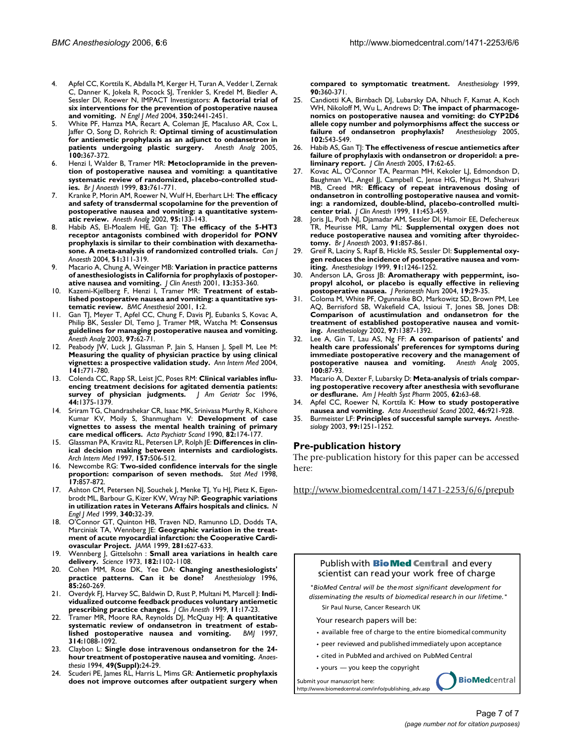4. Apfel CC, Korttila K, Abdalla M, Kerger H, Turan A, Vedder I, Zernak C, Danner K, Jokela R, Pocock SJ, Trenkler S, Kredel M, Biedler A, Sessler DI, Roewer N, IMPACT Investigators: **A factorial trial of six interventions for the prevention of postoperative nausea and vomiting.** *N Engl J Med* 2004, **350:**2441-2451.
5. White PF, Hamza MA, Recart A, Coleman JE, Macaluso AR, Cox L, Jaffer O, Song D, Rohrich R: **Optimal timing of acustimulation for antiemetic prophylaxis as an adjunct to ondansetron in patients undergoing plastic surgery.** *Anesth Analg* 2005, **100:**367-372.
6. Henzi I, Walder B, Tramer MR: **Metoclopramide in the prevention of postoperative nausea and vomiting: a quantitative systematic review of randomized, placebo-controlled studies.** *Br J Anaesth* 1999, **83:**761-771.
7. Kranke P, Morin AM, Roewer N, Wulf H, Eberhart LH: **The efficacy and safety of transdermal scopolamine for the prevention of postoperative nausea and vomiting: a quantitative systematic review.** *Anesth Analg* 2002, **95:**133-143.
8. Habib AS, El-Moalem HE, Gan TJ: **The efficacy of the 5-HT3 receptor antagonists combined with droperidol for PONV prophylaxis is similar to their combination with dexamethasone. A meta-analysis of randomized controlled trials.** *Can J Anaesth* 2004, **51:**311-319.
9. Macario A, Chung A, Weinger MB: **Variation in practice patterns of anesthesiologists in California for prophylaxis of postoperative nausea and vomiting.** *J Clin Anesth* 2001, **13:**353-360.
10. Kazemi-Kjellberg F, Henzi I, Tramer MR: **Treatment of established postoperative nausea and vomiting: a quantitative systematic review.** *BMC Anesthesiol* 2001, **1:**2.
11. Gan TJ, Meyer T, Apfel CC, Chung F, Davis PJ, Eubanks S, Kovac A, Philip BK, Sessler DI, Temo J, Tramer MR, Watcha M: **Consensus guidelines for managing postoperative nausea and vomiting.** *Anesth Analg* 2003, **97:**62-71.
12. Peabody JW, Luck J, Glassman P, Jain S, Hansen J, Spell M, Lee M: **Measuring the quality of physician practice by using clinical vignettes: a prospective validation study.** *Ann Intern Med* 2004, **141:**771-780.
13. Colenda CC, Rapp SR, Leist JC, Poses RM: **Clinical variables influencing treatment decisions for agitated dementia patients: survey of physician judgments.** *J Am Geriatr Soc* 1996, **44:**1375-1379.
14. Sriram TG, Chandrashekar CR, Isaac MK, Srinivasa Murthy R, Kishore Kumar KV, Moily S, Shanmugham V: **Development of case vignettes to assess the mental health training of primary care medical officers.** *Acta Psychiatr Scand* 1990, **82:**174-177.
15. Glassman PA, Kravitz RL, Petersen LP, Rolph JE: **Differences in clinical decision making between internists and cardiologists.** *Arch Intern Med* 1997, **157:**506-512.
16. Newcombe RG: **Two-sided confidence intervals for the single proportion: comparison of seven methods.** *Stat Med* 1998, **17:**857-872.
17. Ashton CM, Petersen NJ, Souchek J, Menke TJ, Yu HJ, Pietz K, Eigenbrodt ML, Barbour G, Kizer KW, Wray NP: **Geographic variations in utilization rates in Veterans Affairs hospitals and clinics.** *N Engl J Med* 1999, **340:**32-39.
18. O'Connor GT, Quinton HB, Traven ND, Ramunno LD, Dodds TA, Marciniak TA, Wennberg JE: **Geographic variation in the treatment of acute myocardial infarction: the Cooperative Cardiovascular Project.** *JAMA* 1999, **281:**627-633.
19. Wennberg J, Gittelsohn : **Small area variations in health care delivery.** *Science* 1973, **182:**1102-1108.
20. Cohen MM, Rose DK, Yee DA: **Changing anesthesiologists' practice patterns. Can it be done?** *Anesthesiology* 1996, **85:**260-269.
21. Overdyk FJ, Harvey SC, Baldwin D, Rust P, Multani M, Marcell J: **Individualized outcome feedback produces voluntary antiemetic prescribing practice changes.** *J Clin Anesth* 1999, **11:**17-23.
22. Tramer MR, Moore RA, Reynolds DJ, McQuay HJ: **A quantitative systematic review of ondansetron in treatment of established postoperative nausea and vomiting.** *BMJ* 1997, **314:**1088-1092.
23. Claybon L: **Single dose intravenous ondansetron for the 24-hour treatment of postoperative nausea and vomiting.** *Anaesthesia* 1994, **49(Suppl):**24-29.
24. Scuderi PE, James RL, Harris L, Mims GR: **Antiemetic prophylaxis does not improve outcomes after outpatient surgery when compared to symptomatic treatment.** *Anesthesiology* 1999, **90:**360-371.
25. Candiotti KA, Birnbach DJ, Lubarsky DA, Nhuch F, Kamat A, Koch WH, Nikoloff M, Wu L, Andrews D: **The impact of pharmacogenomics on postoperative nausea and vomiting: do CYP2D6 allele copy number and polymorphisms affect the success or failure of ondansetron prophylaxis?** *Anesthesiology* 2005, **102:**543-549.
26. Habib AS, Gan TJ: **The effectiveness of rescue antiemetics after failure of prophylaxis with ondansetron or droperidol: a preliminary report.** *J Clin Anesth* 2005, **17:**62-65.
27. Kovac AL, O'Connor TA, Pearman MH, Kekoler LJ, Edmondson D, Baughman VL, Angel JJ, Campbell C, Jense HG, Mingus M, Shahvari MB, Creed MR: **Efficacy of repeat intravenous dosing of ondansetron in controlling postoperative nausea and vomiting: a randomized, double-blind, placebo-controlled multicenter trial.** *J Clin Anesth* 1999, **11:**453-459.
28. Joris JL, Poth NJ, Djamadar AM, Sessler DI, Hamoir EE, Defechereux TR, Meurisse MR, Lamy ML: **Supplemental oxygen does not reduce postoperative nausea and vomiting after thyroidectomy.** *Br J Anaesth* 2003, **91:**857-861.
29. Greif R, Laciny S, Rapf B, Hickle RS, Sessler DI: **Supplemental oxygen reduces the incidence of postoperative nausea and vomiting.** *Anesthesiology* 1999, **91:**1246-1252.
30. Anderson LA, Gross JB: **Aromatherapy with peppermint, isopropyl alcohol, or placebo is equally effective in relieving postoperative nausea.** *J Perianesth Nurs* 2004, **19:**29-35.
31. Coloma M, White PF, Ogunnaike BO, Markowitz SD, Brown PM, Lee AQ, Berrisford SB, Wakefield CA, Issioui T, Jones SB, Jones DB: **Comparison of acustimulation and ondansetron for the treatment of established postoperative nausea and vomiting.** *Anesthesiology* 2002, **97:**1387-1392.
32. Lee A, Gin T, Lau AS, Ng FF: **A comparison of patients' and health care professionals' preferences for symptoms during immediate postoperative recovery and the management of postoperative nausea and vomiting.** *Anesth Analg* 2005, **100:**87-93.
33. Macario A, Dexter F, Lubarsky D: **Meta-analysis of trials comparing postoperative recovery after anesthesia with sevoflurane or desflurane.** *Am J Health Syst Pharm* 2005, **62:**63-68.
34. Apfel CC, Roewer N, Korttila K: **How to study postoperative nausea and vomiting.** *Acta Anaesthesiol Scand* 2002, **46:**921-928.
35. Burmeister LF: **Principles of successful sample surveys.** *Anesthesiology* 2003, **99:**1251-1252.

## Pre-publication history

The pre-publication history for this paper can be accessed here:

http://www.biomedcentral.com/1471-2253/6/6/prepub

Publish with **BioMed Central** and every scientist can read your work free of charge

*"BioMed Central will be the most significant development for disseminating the results of biomedical research in our lifetime."*

Sir Paul Nurse, Cancer Research UK

Your research papers will be:

- available free of charge to the entire biomedical community
- peer reviewed and published immediately upon acceptance
- cited in PubMed and archived on PubMed Central
- yours — you keep the copyright

Submit your manuscript here:
http://www.biomedcentral.com/info/publishing_adv.asp

BioMedcentral